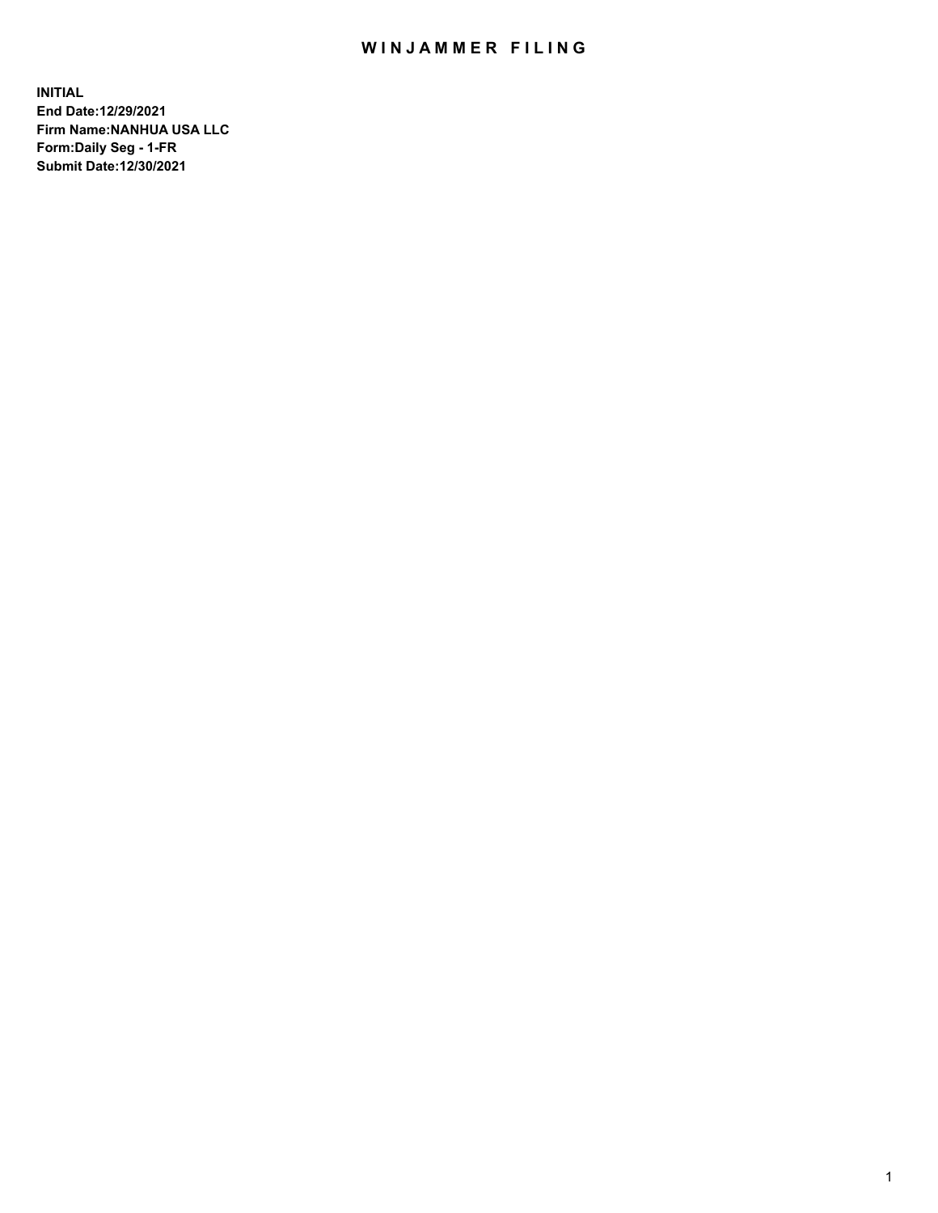# WINJAMMER FILING

**INITIAL**
**End Date:12/29/2021**
**Firm Name:NANHUA USA LLC**
**Form:Daily Seg - 1-FR**
**Submit Date:12/30/2021**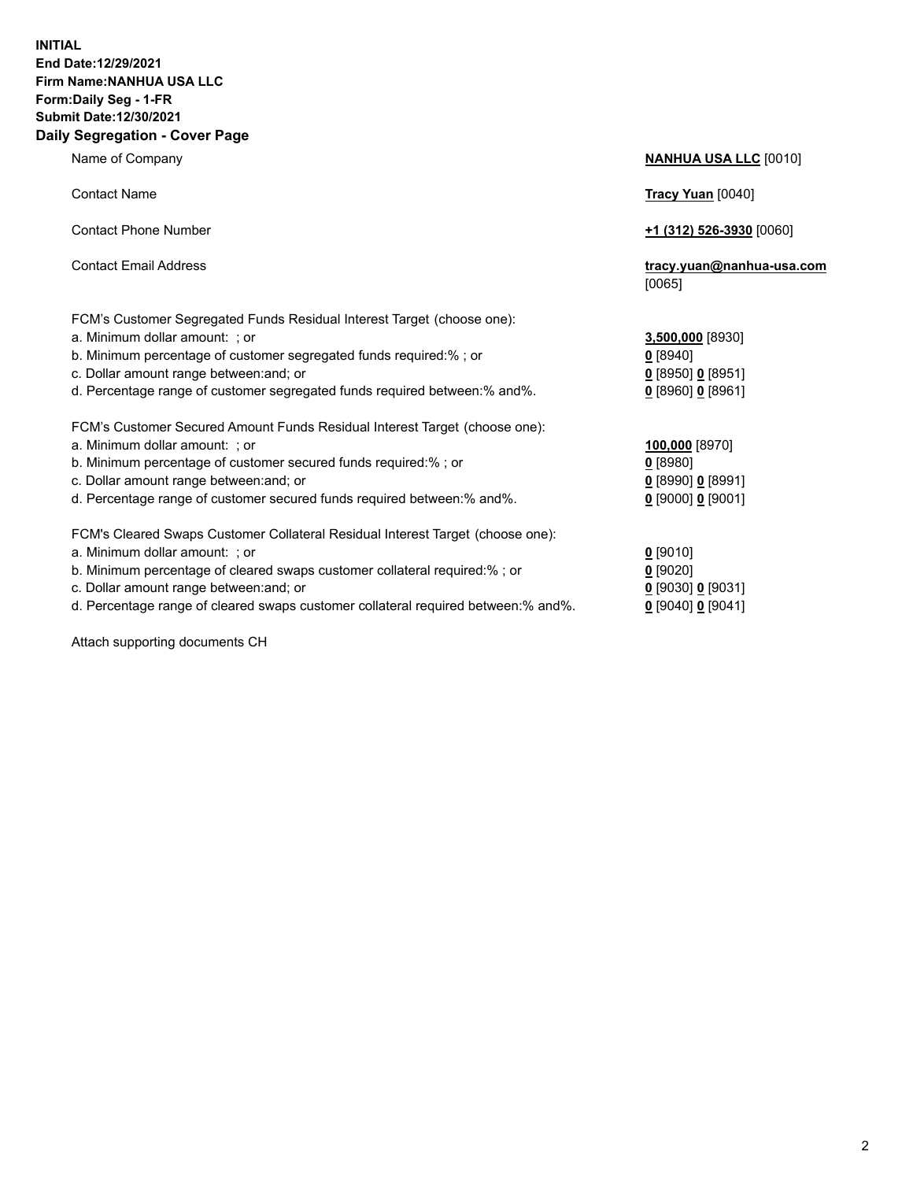**INITIAL**
**End Date:12/29/2021**
**Firm Name:NANHUA USA LLC**
**Form:Daily Seg - 1-FR**
**Submit Date:12/30/2021**

## Daily Segregation - Cover Page

| | |
|---|---|
| Name of Company | **NANHUA USA LLC** [0010] |
| Contact Name | **Tracy Yuan** [0040] |
| Contact Phone Number | **+1 (312) 526-3930** [0060] |
| Contact Email Address | **tracy.yuan@nanhua-usa.com** [0065] |
| FCM's Customer Segregated Funds Residual Interest Target (choose one): | |
| a. Minimum dollar amount: ; or | **3,500,000** [8930] |
| b. Minimum percentage of customer segregated funds required:% ; or | **0** [8940] |
| c. Dollar amount range between:and; or | **0** [8950] **0** [8951] |
| d. Percentage range of customer segregated funds required between:% and%. | **0** [8960] **0** [8961] |
| FCM's Customer Secured Amount Funds Residual Interest Target (choose one): | |
| a. Minimum dollar amount: ; or | **100,000** [8970] |
| b. Minimum percentage of customer secured funds required:% ; or | **0** [8980] |
| c. Dollar amount range between:and; or | **0** [8990] **0** [8991] |
| d. Percentage range of customer secured funds required between:% and%. | **0** [9000] **0** [9001] |
| FCM's Cleared Swaps Customer Collateral Residual Interest Target (choose one): | |
| a. Minimum dollar amount: ; or | **0** [9010] |
| b. Minimum percentage of cleared swaps customer collateral required:% ; or | **0** [9020] |
| c. Dollar amount range between:and; or | **0** [9030] **0** [9031] |
| d. Percentage range of cleared swaps customer collateral required between:% and%. | **0** [9040] **0** [9041] |

Attach supporting documents CH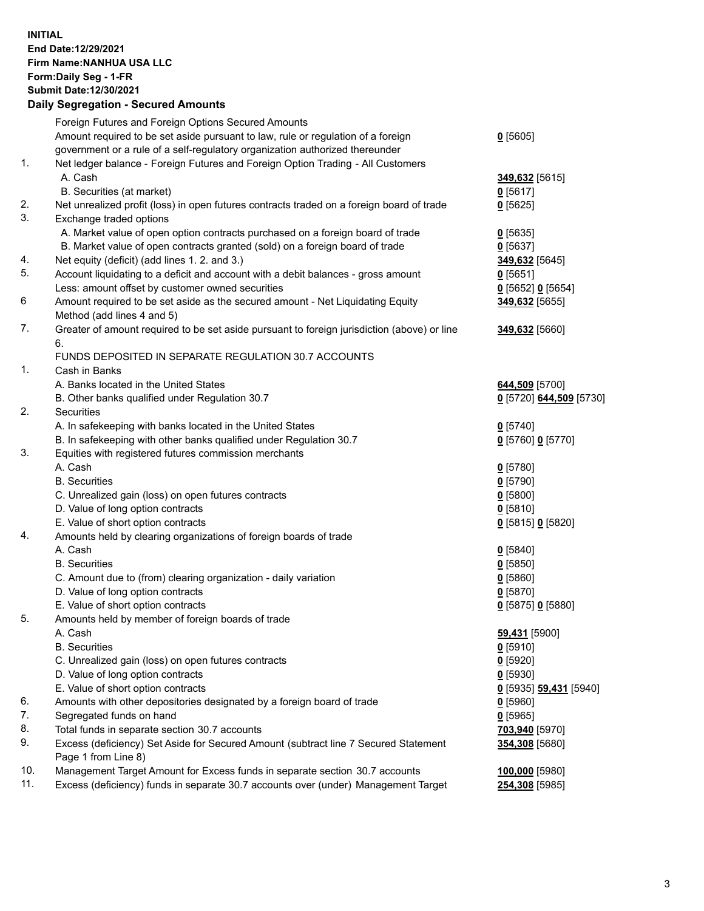**INITIAL**
**End Date:12/29/2021**
**Firm Name:NANHUA USA LLC**
**Form:Daily Seg - 1-FR**
**Submit Date:12/30/2021**

**Daily Segregation - Secured Amounts**

| | | |
|---|---|---|
| | Foreign Futures and Foreign Options Secured Amounts | |
| | Amount required to be set aside pursuant to law, rule or regulation of a foreign government or a rule of a self-regulatory organization authorized thereunder | **0** [5605] |
| 1. | Net ledger balance - Foreign Futures and Foreign Option Trading - All Customers | |
| | A. Cash | **349,632** [5615] |
| | B. Securities (at market) | **0** [5617] |
| 2. | Net unrealized profit (loss) in open futures contracts traded on a foreign board of trade | **0** [5625] |
| 3. | Exchange traded options | |
| | A. Market value of open option contracts purchased on a foreign board of trade | **0** [5635] |
| | B. Market value of open contracts granted (sold) on a foreign board of trade | **0** [5637] |
| 4. | Net equity (deficit) (add lines 1. 2. and 3.) | **349,632** [5645] |
| 5. | Account liquidating to a deficit and account with a debit balances - gross amount | **0** [5651] |
| | Less: amount offset by customer owned securities | **0** [5652] **0** [5654] |
| 6 | Amount required to be set aside as the secured amount - Net Liquidating Equity Method (add lines 4 and 5) | **349,632** [5655] |
| 7. | Greater of amount required to be set aside pursuant to foreign jurisdiction (above) or line 6. | **349,632** [5660] |
| | FUNDS DEPOSITED IN SEPARATE REGULATION 30.7 ACCOUNTS | |
| 1. | Cash in Banks | |
| | A. Banks located in the United States | **644,509** [5700] |
| | B. Other banks qualified under Regulation 30.7 | **0** [5720] **644,509** [5730] |
| 2. | Securities | |
| | A. In safekeeping with banks located in the United States | **0** [5740] |
| | B. In safekeeping with other banks qualified under Regulation 30.7 | **0** [5760] **0** [5770] |
| 3. | Equities with registered futures commission merchants | |
| | A. Cash | **0** [5780] |
| | B. Securities | **0** [5790] |
| | C. Unrealized gain (loss) on open futures contracts | **0** [5800] |
| | D. Value of long option contracts | **0** [5810] |
| | E. Value of short option contracts | **0** [5815] **0** [5820] |
| 4. | Amounts held by clearing organizations of foreign boards of trade | |
| | A. Cash | **0** [5840] |
| | B. Securities | **0** [5850] |
| | C. Amount due to (from) clearing organization - daily variation | **0** [5860] |
| | D. Value of long option contracts | **0** [5870] |
| | E. Value of short option contracts | **0** [5875] **0** [5880] |
| 5. | Amounts held by member of foreign boards of trade | |
| | A. Cash | **59,431** [5900] |
| | B. Securities | **0** [5910] |
| | C. Unrealized gain (loss) on open futures contracts | **0** [5920] |
| | D. Value of long option contracts | **0** [5930] |
| | E. Value of short option contracts | **0** [5935] **59,431** [5940] |
| 6. | Amounts with other depositories designated by a foreign board of trade | **0** [5960] |
| 7. | Segregated funds on hand | **0** [5965] |
| 8. | Total funds in separate section 30.7 accounts | **703,940** [5970] |
| 9. | Excess (deficiency) Set Aside for Secured Amount (subtract line 7 Secured Statement Page 1 from Line 8) | **354,308** [5680] |
| 10. | Management Target Amount for Excess funds in separate section 30.7 accounts | **100,000** [5980] |
| 11. | Excess (deficiency) funds in separate 30.7 accounts over (under) Management Target | **254,308** [5985] |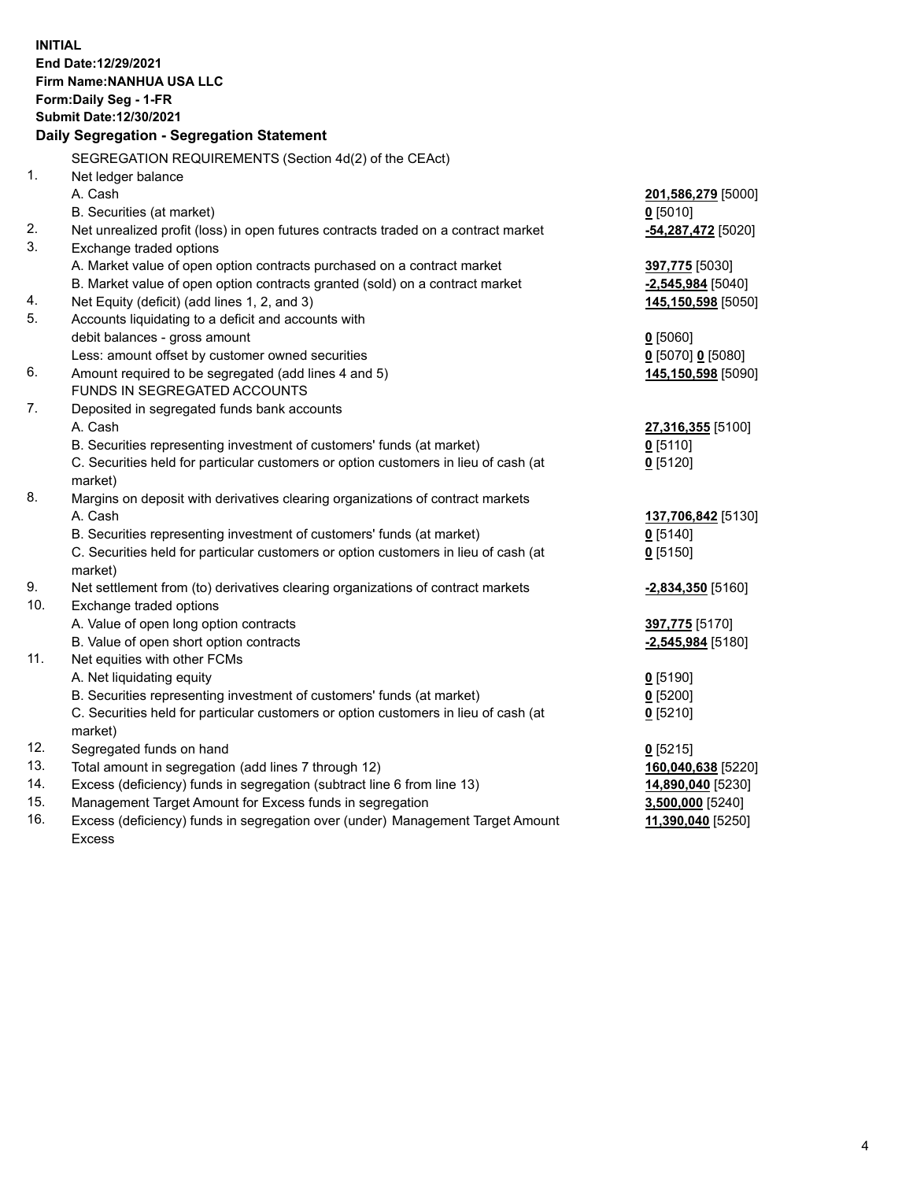**INITIAL**
**End Date:12/29/2021**
**Firm Name:NANHUA USA LLC**
**Form:Daily Seg - 1-FR**
**Submit Date:12/30/2021**

**Daily Segregation - Segregation Statement**

| | | |
|---|---|---|
| | SEGREGATION REQUIREMENTS (Section 4d(2) of the CEAct) | |
| 1. | Net ledger balance | |
| | A. Cash | **201,586,279** [5000] |
| | B. Securities (at market) | **0** [5010] |
| 2. | Net unrealized profit (loss) in open futures contracts traded on a contract market | **-54,287,472** [5020] |
| 3. | Exchange traded options | |
| | A. Market value of open option contracts purchased on a contract market | **397,775** [5030] |
| | B. Market value of open option contracts granted (sold) on a contract market | **-2,545,984** [5040] |
| 4. | Net Equity (deficit) (add lines 1, 2, and 3) | **145,150,598** [5050] |
| 5. | Accounts liquidating to a deficit and accounts with | |
| | debit balances - gross amount | **0** [5060] |
| | Less: amount offset by customer owned securities | **0** [5070] **0** [5080] |
| 6. | Amount required to be segregated (add lines 4 and 5) | **145,150,598** [5090] |
| | FUNDS IN SEGREGATED ACCOUNTS | |
| 7. | Deposited in segregated funds bank accounts | |
| | A. Cash | **27,316,355** [5100] |
| | B. Securities representing investment of customers' funds (at market) | **0** [5110] |
| | C. Securities held for particular customers or option customers in lieu of cash (at market) | **0** [5120] |
| 8. | Margins on deposit with derivatives clearing organizations of contract markets | |
| | A. Cash | **137,706,842** [5130] |
| | B. Securities representing investment of customers' funds (at market) | **0** [5140] |
| | C. Securities held for particular customers or option customers in lieu of cash (at market) | **0** [5150] |
| 9. | Net settlement from (to) derivatives clearing organizations of contract markets | **-2,834,350** [5160] |
| 10. | Exchange traded options | |
| | A. Value of open long option contracts | **397,775** [5170] |
| | B. Value of open short option contracts | **-2,545,984** [5180] |
| 11. | Net equities with other FCMs | |
| | A. Net liquidating equity | **0** [5190] |
| | B. Securities representing investment of customers' funds (at market) | **0** [5200] |
| | C. Securities held for particular customers or option customers in lieu of cash (at market) | **0** [5210] |
| 12. | Segregated funds on hand | **0** [5215] |
| 13. | Total amount in segregation (add lines 7 through 12) | **160,040,638** [5220] |
| 14. | Excess (deficiency) funds in segregation (subtract line 6 from line 13) | **14,890,040** [5230] |
| 15. | Management Target Amount for Excess funds in segregation | **3,500,000** [5240] |
| 16. | Excess (deficiency) funds in segregation over (under) Management Target Amount Excess | **11,390,040** [5250] |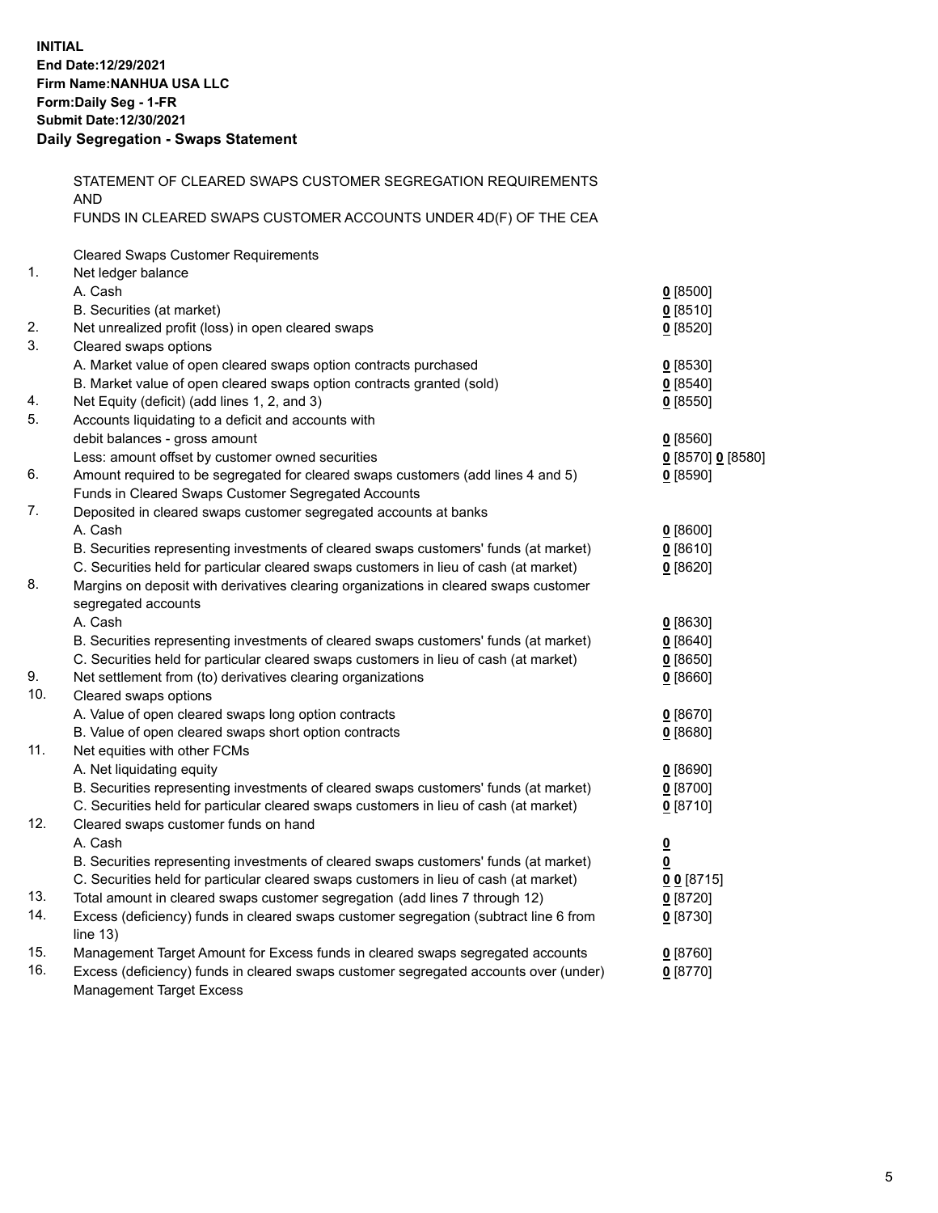**INITIAL**
**End Date:12/29/2021**
**Firm Name:NANHUA USA LLC**
**Form:Daily Seg - 1-FR**
**Submit Date:12/30/2021**
**Daily Segregation - Swaps Statement**

STATEMENT OF CLEARED SWAPS CUSTOMER SEGREGATION REQUIREMENTS AND FUNDS IN CLEARED SWAPS CUSTOMER ACCOUNTS UNDER 4D(F) OF THE CEA

| | | |
|---|---|---|
| | Cleared Swaps Customer Requirements | |
| 1. | Net ledger balance | |
| | A. Cash | 0 [8500] |
| | B. Securities (at market) | 0 [8510] |
| 2. | Net unrealized profit (loss) in open cleared swaps | 0 [8520] |
| 3. | Cleared swaps options | |
| | A. Market value of open cleared swaps option contracts purchased | 0 [8530] |
| | B. Market value of open cleared swaps option contracts granted (sold) | 0 [8540] |
| 4. | Net Equity (deficit) (add lines 1, 2, and 3) | 0 [8550] |
| 5. | Accounts liquidating to a deficit and accounts with debit balances - gross amount | 0 [8560] |
| | Less: amount offset by customer owned securities | 0 [8570] 0 [8580] |
| 6. | Amount required to be segregated for cleared swaps customers (add lines 4 and 5) | 0 [8590] |
| | Funds in Cleared Swaps Customer Segregated Accounts | |
| 7. | Deposited in cleared swaps customer segregated accounts at banks | |
| | A. Cash | 0 [8600] |
| | B. Securities representing investments of cleared swaps customers' funds (at market) | 0 [8610] |
| | C. Securities held for particular cleared swaps customers in lieu of cash (at market) | 0 [8620] |
| 8. | Margins on deposit with derivatives clearing organizations in cleared swaps customer segregated accounts | |
| | A. Cash | 0 [8630] |
| | B. Securities representing investments of cleared swaps customers' funds (at market) | 0 [8640] |
| | C. Securities held for particular cleared swaps customers in lieu of cash (at market) | 0 [8650] |
| 9. | Net settlement from (to) derivatives clearing organizations | 0 [8660] |
| 10. | Cleared swaps options | |
| | A. Value of open cleared swaps long option contracts | 0 [8670] |
| | B. Value of open cleared swaps short option contracts | 0 [8680] |
| 11. | Net equities with other FCMs | |
| | A. Net liquidating equity | 0 [8690] |
| | B. Securities representing investments of cleared swaps customers' funds (at market) | 0 [8700] |
| | C. Securities held for particular cleared swaps customers in lieu of cash (at market) | 0 [8710] |
| 12. | Cleared swaps customer funds on hand | |
| | A. Cash | 0 |
| | B. Securities representing investments of cleared swaps customers' funds (at market) | 0 |
| | C. Securities held for particular cleared swaps customers in lieu of cash (at market) | 0 0 [8715] |
| 13. | Total amount in cleared swaps customer segregation (add lines 7 through 12) | 0 [8720] |
| 14. | Excess (deficiency) funds in cleared swaps customer segregation (subtract line 6 from line 13) | 0 [8730] |
| 15. | Management Target Amount for Excess funds in cleared swaps segregated accounts | 0 [8760] |
| 16. | Excess (deficiency) funds in cleared swaps customer segregated accounts over (under) Management Target Excess | 0 [8770] |